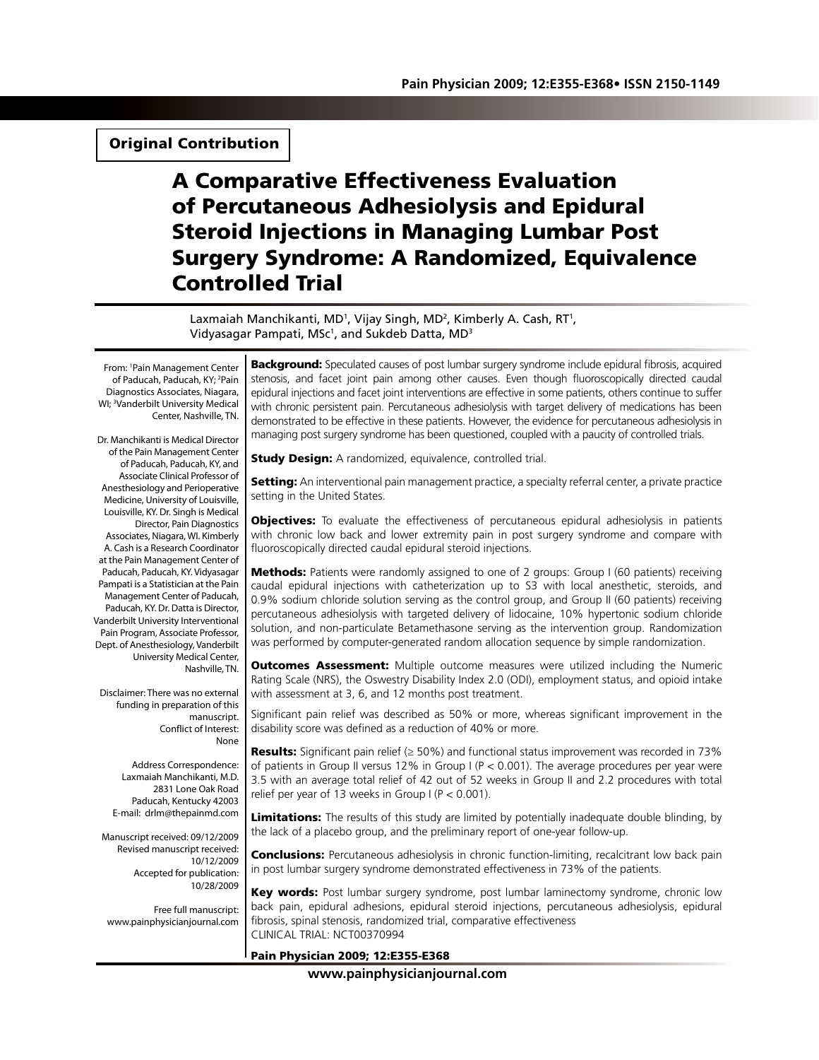**Original Contribution**

# A Comparative Effectiveness Evaluation of Percutaneous Adhesiolysis and Epidural Steroid Injections in Managing Lumbar Post Surgery Syndrome: A Randomized, Equivalence Controlled Trial

Laxmaiah Manchikanti, MD[1], Vijay Singh, MD[2], Kimberly A. Cash, RT[1], Vidyasagar Pampati, MSc[1], and Sukdeb Datta, MD[3]

From: [1]Pain Management Center of Paducah, Paducah, KY; [2]Pain Diagnostics Associates, Niagara, WI; [3]Vanderbilt University Medical Center, Nashville, TN.

Dr. Manchikanti is Medical Director of the Pain Management Center of Paducah, Paducah, KY, and Associate Clinical Professor of Anesthesiology and Perioperative Medicine, University of Louisville, Louisville, KY. Dr. Singh is Medical Director, Pain Diagnostics Associates, Niagara, WI. Kimberly A. Cash is a Research Coordinator at the Pain Management Center of Paducah, Paducah, KY. Vidyasagar Pampati is a Statistician at the Pain Management Center of Paducah, Paducah, KY. Dr. Datta is Director, Vanderbilt University Interventional Pain Program, Associate Professor, Dept. of Anesthesiology, Vanderbilt University Medical Center, Nashville, TN.

Disclaimer: There was no external funding in preparation of this manuscript.
Conflict of Interest: None

Address Correspondence:
Laxmaiah Manchikanti, M.D.
2831 Lone Oak Road
Paducah, Kentucky 42003
E-mail: drlm@thepainmd.com

Manuscript received: 09/12/2009
Revised manuscript received: 10/12/2009
Accepted for publication: 10/28/2009

Free full manuscript: www.painphysicianjournal.com

**Background:** Speculated causes of post lumbar surgery syndrome include epidural fibrosis, acquired stenosis, and facet joint pain among other causes. Even though fluoroscopically directed caudal epidural injections and facet joint interventions are effective in some patients, others continue to suffer with chronic persistent pain. Percutaneous adhesiolysis with target delivery of medications has been demonstrated to be effective in these patients. However, the evidence for percutaneous adhesiolysis in managing post surgery syndrome has been questioned, coupled with a paucity of controlled trials.

**Study Design:** A randomized, equivalence, controlled trial.

**Setting:** An interventional pain management practice, a specialty referral center, a private practice setting in the United States.

**Objectives:** To evaluate the effectiveness of percutaneous epidural adhesiolysis in patients with chronic low back and lower extremity pain in post surgery syndrome and compare with fluoroscopically directed caudal epidural steroid injections.

**Methods:** Patients were randomly assigned to one of 2 groups: Group I (60 patients) receiving caudal epidural injections with catheterization up to S3 with local anesthetic, steroids, and 0.9% sodium chloride solution serving as the control group, and Group II (60 patients) receiving percutaneous adhesiolysis with targeted delivery of lidocaine, 10% hypertonic sodium chloride solution, and non-particulate Betamethasone serving as the intervention group. Randomization was performed by computer-generated random allocation sequence by simple randomization.

**Outcomes Assessment:** Multiple outcome measures were utilized including the Numeric Rating Scale (NRS), the Oswestry Disability Index 2.0 (ODI), employment status, and opioid intake with assessment at 3, 6, and 12 months post treatment.

Significant pain relief was described as 50% or more, whereas significant improvement in the disability score was defined as a reduction of 40% or more.

**Results:** Significant pain relief ($\geq$ 50%) and functional status improvement was recorded in 73% of patients in Group II versus 12% in Group I ($P < 0.001$). The average procedures per year were 3.5 with an average total relief of 42 out of 52 weeks in Group II and 2.2 procedures with total relief per year of 13 weeks in Group I ($P < 0.001$).

**Limitations:** The results of this study are limited by potentially inadequate double blinding, by the lack of a placebo group, and the preliminary report of one-year follow-up.

**Conclusions:** Percutaneous adhesiolysis in chronic function-limiting, recalcitrant low back pain in post lumbar surgery syndrome demonstrated effectiveness in 73% of the patients.

**Key words:** Post lumbar surgery syndrome, post lumbar laminectomy syndrome, chronic low back pain, epidural adhesions, epidural steroid injections, percutaneous adhesiolysis, epidural fibrosis, spinal stenosis, randomized trial, comparative effectiveness

CLINICAL TRIAL: NCT00370994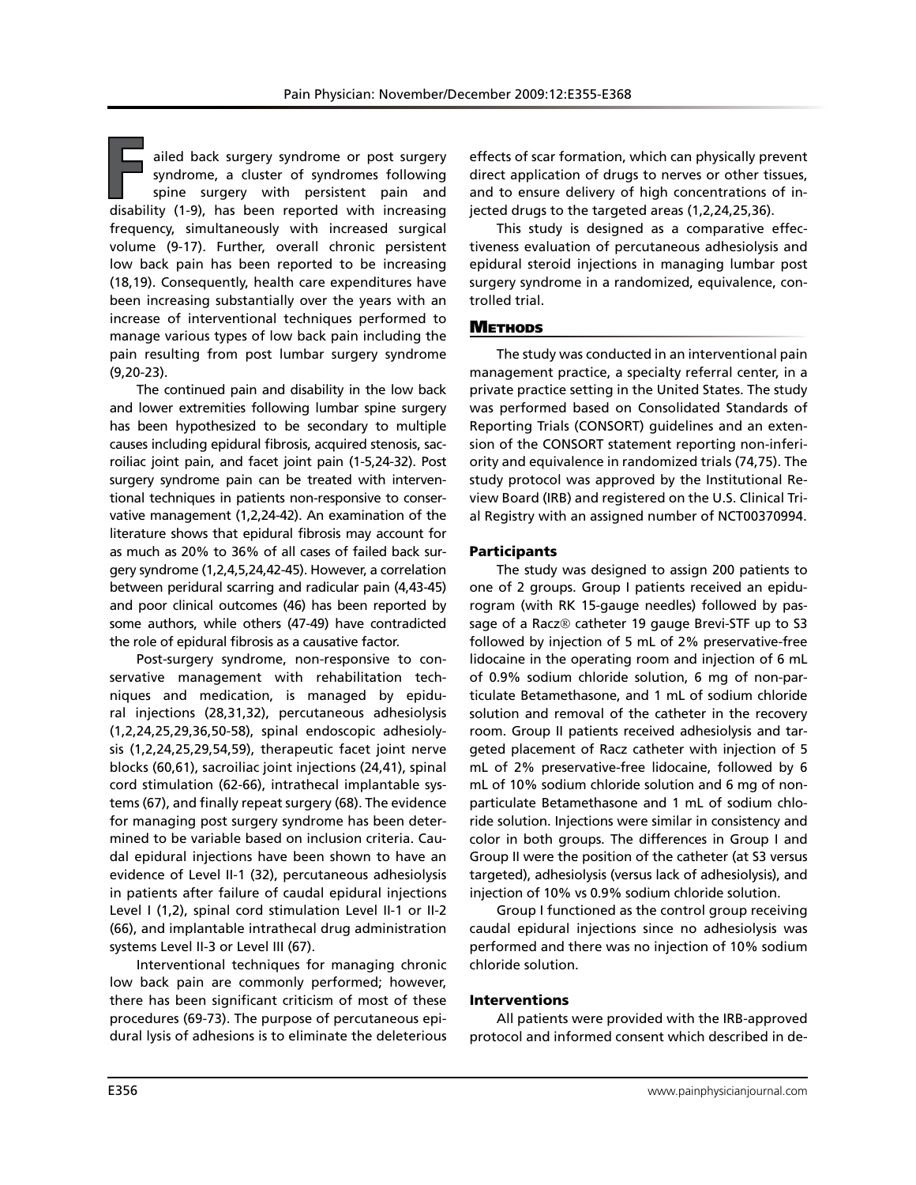Failed back surgery syndrome or post surgery syndrome, a cluster of syndromes following spine surgery with persistent pain and disability (1-9), has been reported with increasing frequency, simultaneously with increased surgical volume (9-17). Further, overall chronic persistent low back pain has been reported to be increasing (18,19). Consequently, health care expenditures have been increasing substantially over the years with an increase of interventional techniques performed to manage various types of low back pain including the pain resulting from post lumbar surgery syndrome (9,20-23).

The continued pain and disability in the low back and lower extremities following lumbar spine surgery has been hypothesized to be secondary to multiple causes including epidural fibrosis, acquired stenosis, sacroiliac joint pain, and facet joint pain (1-5,24-32). Post surgery syndrome pain can be treated with interventional techniques in patients non-responsive to conservative management (1,2,24-42). An examination of the literature shows that epidural fibrosis may account for as much as 20% to 36% of all cases of failed back surgery syndrome (1,2,4,5,24,42-45). However, a correlation between peridural scarring and radicular pain (4,43-45) and poor clinical outcomes (46) has been reported by some authors, while others (47-49) have contradicted the role of epidural fibrosis as a causative factor.

Post-surgery syndrome, non-responsive to conservative management with rehabilitation techniques and medication, is managed by epidural injections (28,31,32), percutaneous adhesiolysis (1,2,24,25,29,36,50-58), spinal endoscopic adhesiolysis (1,2,24,25,29,54,59), therapeutic facet joint nerve blocks (60,61), sacroiliac joint injections (24,41), spinal cord stimulation (62-66), intrathecal implantable systems (67), and finally repeat surgery (68). The evidence for managing post surgery syndrome has been determined to be variable based on inclusion criteria. Caudal epidural injections have been shown to have an evidence of Level II-1 (32), percutaneous adhesiolysis in patients after failure of caudal epidural injections Level I (1,2), spinal cord stimulation Level II-1 or II-2 (66), and implantable intrathecal drug administration systems Level II-3 or Level III (67).

Interventional techniques for managing chronic low back pain are commonly performed; however, there has been significant criticism of most of these procedures (69-73). The purpose of percutaneous epidural lysis of adhesions is to eliminate the deleterious effects of scar formation, which can physically prevent direct application of drugs to nerves or other tissues, and to ensure delivery of high concentrations of injected drugs to the targeted areas (1,2,24,25,36).

This study is designed as a comparative effectiveness evaluation of percutaneous adhesiolysis and epidural steroid injections in managing lumbar post surgery syndrome in a randomized, equivalence, controlled trial.

## Methods

The study was conducted in an interventional pain management practice, a specialty referral center, in a private practice setting in the United States. The study was performed based on Consolidated Standards of Reporting Trials (CONSORT) guidelines and an extension of the CONSORT statement reporting non-inferiority and equivalence in randomized trials (74,75). The study protocol was approved by the Institutional Review Board (IRB) and registered on the U.S. Clinical Trial Registry with an assigned number of NCT00370994.

### Participants

The study was designed to assign 200 patients to one of 2 groups. Group I patients received an epidurogram (with RK 15-gauge needles) followed by passage of a Racz® catheter 19 gauge Brevi-STF up to S3 followed by injection of 5 mL of 2% preservative-free lidocaine in the operating room and injection of 6 mL of 0.9% sodium chloride solution, 6 mg of non-particulate Betamethasone, and 1 mL of sodium chloride solution and removal of the catheter in the recovery room. Group II patients received adhesiolysis and targeted placement of Racz catheter with injection of 5 mL of 2% preservative-free lidocaine, followed by 6 mL of 10% sodium chloride solution and 6 mg of non-particulate Betamethasone and 1 mL of sodium chloride solution. Injections were similar in consistency and color in both groups. The differences in Group I and Group II were the position of the catheter (at S3 versus targeted), adhesiolysis (versus lack of adhesiolysis), and injection of 10% vs 0.9% sodium chloride solution.

Group I functioned as the control group receiving caudal epidural injections since no adhesiolysis was performed and there was no injection of 10% sodium chloride solution.

### Interventions

All patients were provided with the IRB-approved protocol and informed consent which described in de-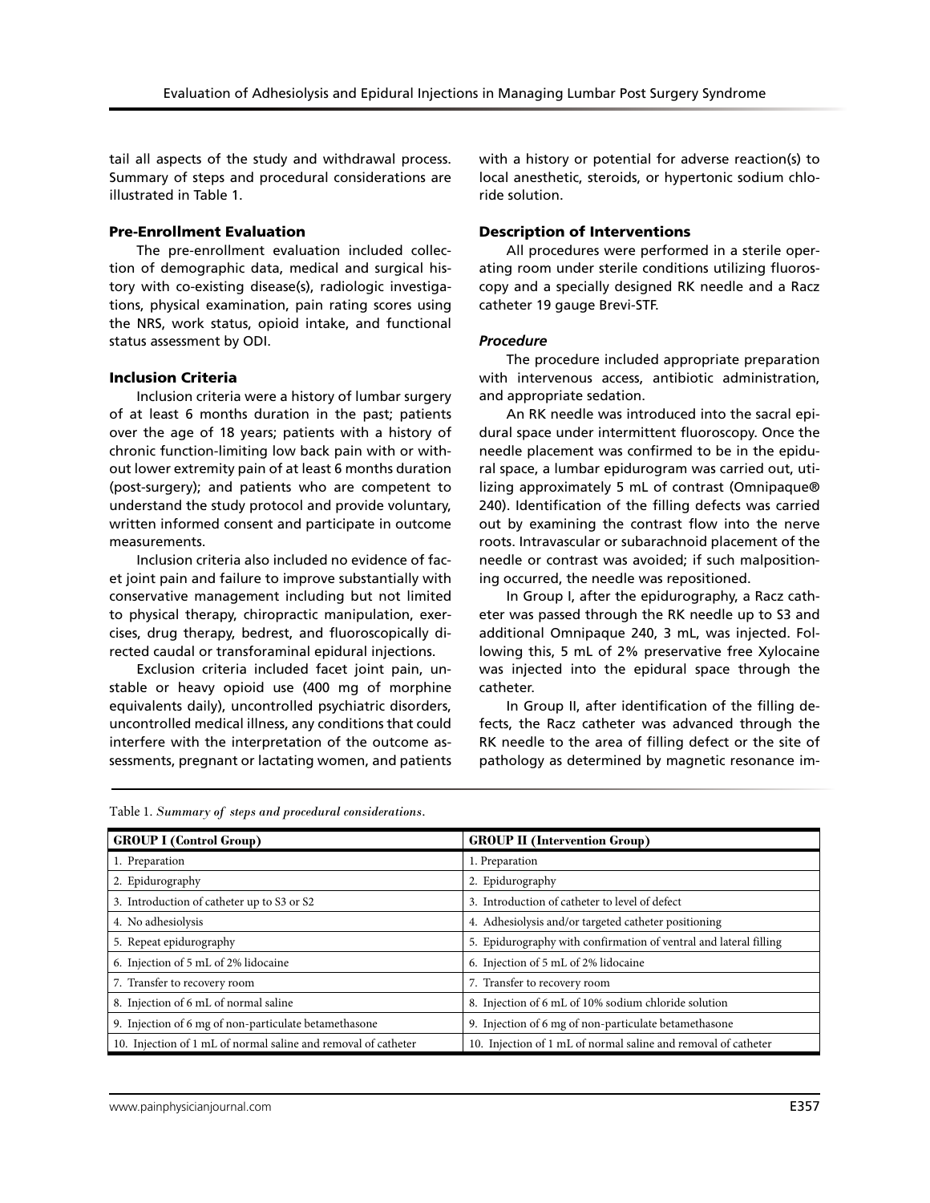tail all aspects of the study and withdrawal process. Summary of steps and procedural considerations are illustrated in Table 1.

### Pre-Enrollment Evaluation

The pre-enrollment evaluation included collection of demographic data, medical and surgical history with co-existing disease(s), radiologic investigations, physical examination, pain rating scores using the NRS, work status, opioid intake, and functional status assessment by ODI.

### Inclusion Criteria

Inclusion criteria were a history of lumbar surgery of at least 6 months duration in the past; patients over the age of 18 years; patients with a history of chronic function-limiting low back pain with or without lower extremity pain of at least 6 months duration (post-surgery); and patients who are competent to understand the study protocol and provide voluntary, written informed consent and participate in outcome measurements.

Inclusion criteria also included no evidence of facet joint pain and failure to improve substantially with conservative management including but not limited to physical therapy, chiropractic manipulation, exercises, drug therapy, bedrest, and fluoroscopically directed caudal or transforaminal epidural injections.

Exclusion criteria included facet joint pain, unstable or heavy opioid use (400 mg of morphine equivalents daily), uncontrolled psychiatric disorders, uncontrolled medical illness, any conditions that could interfere with the interpretation of the outcome assessments, pregnant or lactating women, and patients with a history or potential for adverse reaction(s) to local anesthetic, steroids, or hypertonic sodium chloride solution.

### Description of Interventions

All procedures were performed in a sterile operating room under sterile conditions utilizing fluoroscopy and a specially designed RK needle and a Racz catheter 19 gauge Brevi-STF.

#### *Procedure*

The procedure included appropriate preparation with intervenous access, antibiotic administration, and appropriate sedation.

An RK needle was introduced into the sacral epidural space under intermittent fluoroscopy. Once the needle placement was confirmed to be in the epidural space, a lumbar epidurogram was carried out, utilizing approximately 5 mL of contrast (Omnipaque® 240). Identification of the filling defects was carried out by examining the contrast flow into the nerve roots. Intravascular or subarachnoid placement of the needle or contrast was avoided; if such malpositioning occurred, the needle was repositioned.

In Group I, after the epidurography, a Racz catheter was passed through the RK needle up to S3 and additional Omnipaque 240, 3 mL, was injected. Following this, 5 mL of 2% preservative free Xylocaine was injected into the epidural space through the catheter.

In Group II, after identification of the filling defects, the Racz catheter was advanced through the RK needle to the area of filling defect or the site of pathology as determined by magnetic resonance im-

Table 1. *Summary of steps and procedural considerations.*

| GROUP I (Control Group) | GROUP II (Intervention Group) |
|---|---|
| 1. Preparation | 1. Preparation |
| 2. Epidurography | 2. Epidurography |
| 3. Introduction of catheter up to S3 or S2 | 3. Introduction of catheter to level of defect |
| 4. No adhesiolysis | 4. Adhesiolysis and/or targeted catheter positioning |
| 5. Repeat epidurography | 5. Epidurography with confirmation of ventral and lateral filling |
| 6. Injection of 5 mL of 2% lidocaine | 6. Injection of 5 mL of 2% lidocaine |
| 7. Transfer to recovery room | 7. Transfer to recovery room |
| 8. Injection of 6 mL of normal saline | 8. Injection of 6 mL of 10% sodium chloride solution |
| 9. Injection of 6 mg of non-particulate betamethasone | 9. Injection of 6 mg of non-particulate betamethasone |
| 10. Injection of 1 mL of normal saline and removal of catheter | 10. Injection of 1 mL of normal saline and removal of catheter |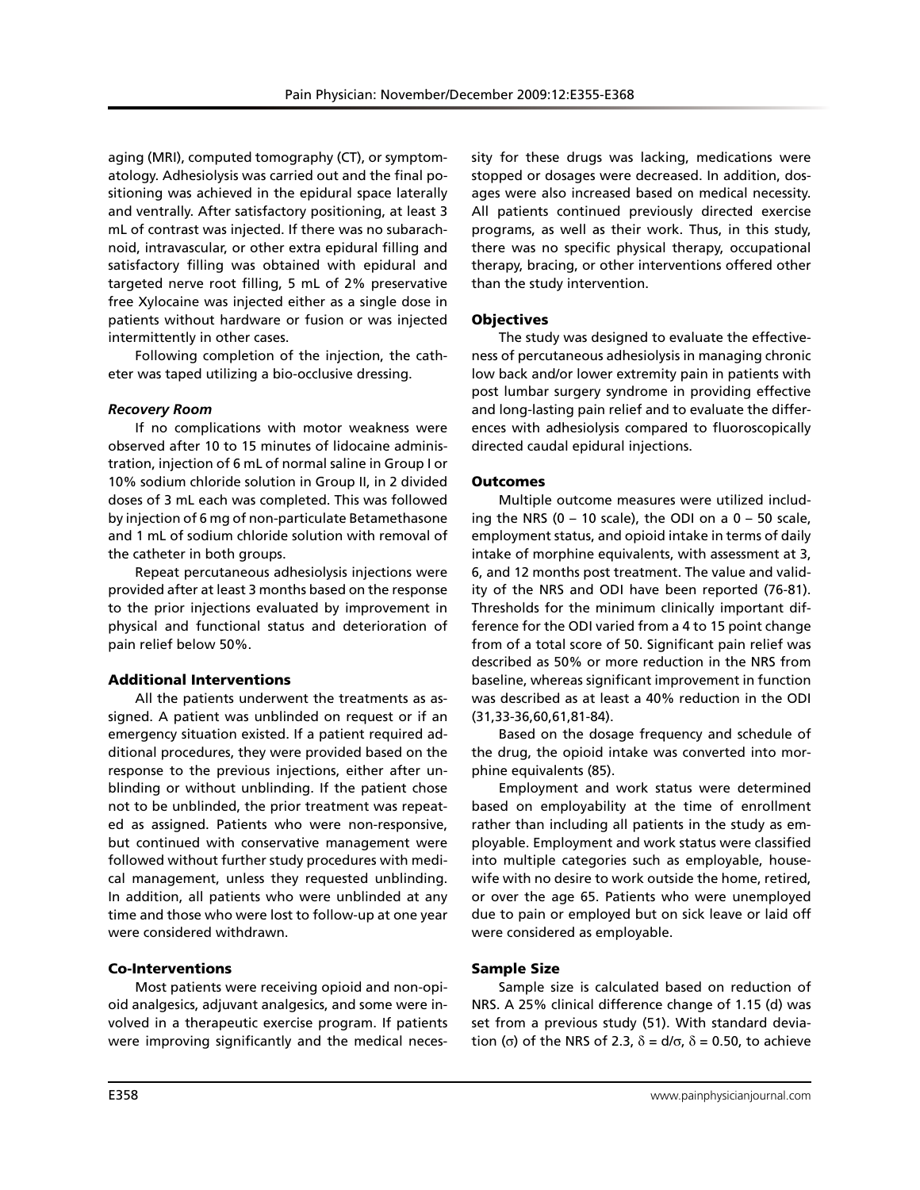aging (MRI), computed tomography (CT), or symptomatology. Adhesiolysis was carried out and the final positioning was achieved in the epidural space laterally and ventrally. After satisfactory positioning, at least 3 mL of contrast was injected. If there was no subarachnoid, intravascular, or other extra epidural filling and satisfactory filling was obtained with epidural and targeted nerve root filling, 5 mL of 2% preservative free Xylocaine was injected either as a single dose in patients without hardware or fusion or was injected intermittently in other cases.

Following completion of the injection, the catheter was taped utilizing a bio-occlusive dressing.

### *Recovery Room*

If no complications with motor weakness were observed after 10 to 15 minutes of lidocaine administration, injection of 6 mL of normal saline in Group I or 10% sodium chloride solution in Group II, in 2 divided doses of 3 mL each was completed. This was followed by injection of 6 mg of non-particulate Betamethasone and 1 mL of sodium chloride solution with removal of the catheter in both groups.

Repeat percutaneous adhesiolysis injections were provided after at least 3 months based on the response to the prior injections evaluated by improvement in physical and functional status and deterioration of pain relief below 50%.

## Additional Interventions

All the patients underwent the treatments as assigned. A patient was unblinded on request or if an emergency situation existed. If a patient required additional procedures, they were provided based on the response to the previous injections, either after unblinding or without unblinding. If the patient chose not to be unblinded, the prior treatment was repeated as assigned. Patients who were non-responsive, but continued with conservative management were followed without further study procedures with medical management, unless they requested unblinding. In addition, all patients who were unblinded at any time and those who were lost to follow-up at one year were considered withdrawn.

## Co-Interventions

Most patients were receiving opioid and non-opioid analgesics, adjuvant analgesics, and some were involved in a therapeutic exercise program. If patients were improving significantly and the medical necessity for these drugs was lacking, medications were stopped or dosages were decreased. In addition, dosages were also increased based on medical necessity. All patients continued previously directed exercise programs, as well as their work. Thus, in this study, there was no specific physical therapy, occupational therapy, bracing, or other interventions offered other than the study intervention.

## Objectives

The study was designed to evaluate the effectiveness of percutaneous adhesiolysis in managing chronic low back and/or lower extremity pain in patients with post lumbar surgery syndrome in providing effective and long-lasting pain relief and to evaluate the differences with adhesiolysis compared to fluoroscopically directed caudal epidural injections.

## Outcomes

Multiple outcome measures were utilized including the NRS (0 – 10 scale), the ODI on a 0 – 50 scale, employment status, and opioid intake in terms of daily intake of morphine equivalents, with assessment at 3, 6, and 12 months post treatment. The value and validity of the NRS and ODI have been reported (76-81). Thresholds for the minimum clinically important difference for the ODI varied from a 4 to 15 point change from of a total score of 50. Significant pain relief was described as 50% or more reduction in the NRS from baseline, whereas significant improvement in function was described as at least a 40% reduction in the ODI (31,33-36,60,61,81-84).

Based on the dosage frequency and schedule of the drug, the opioid intake was converted into morphine equivalents (85).

Employment and work status were determined based on employability at the time of enrollment rather than including all patients in the study as employable. Employment and work status were classified into multiple categories such as employable, housewife with no desire to work outside the home, retired, or over the age 65. Patients who were unemployed due to pain or employed but on sick leave or laid off were considered as employable.

## Sample Size

Sample size is calculated based on reduction of NRS. A 25% clinical difference change of 1.15 (d) was set from a previous study (51). With standard deviation ($\sigma$) of the NRS of 2.3, $\delta = d/\sigma$, $\delta = 0.50$, to achieve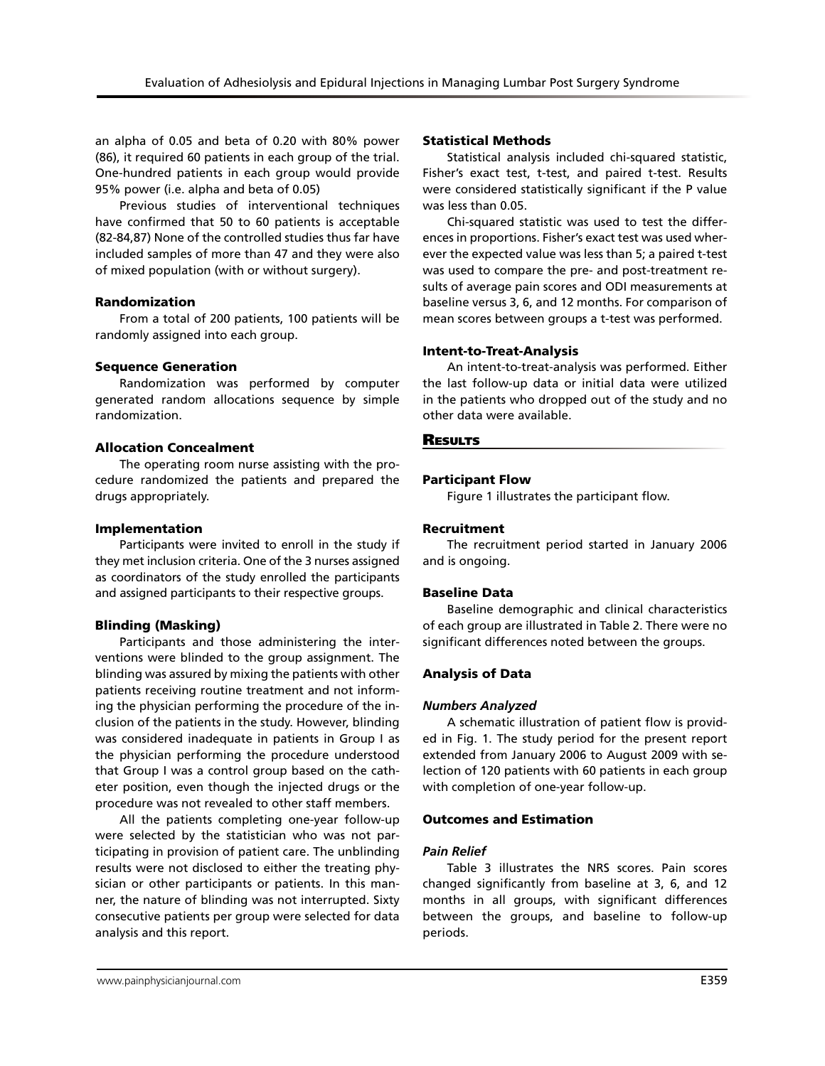an alpha of 0.05 and beta of 0.20 with 80% power (86), it required 60 patients in each group of the trial. One-hundred patients in each group would provide 95% power (i.e. alpha and beta of 0.05)

Previous studies of interventional techniques have confirmed that 50 to 60 patients is acceptable (82-84,87) None of the controlled studies thus far have included samples of more than 47 and they were also of mixed population (with or without surgery).

### Randomization

From a total of 200 patients, 100 patients will be randomly assigned into each group.

### Sequence Generation

Randomization was performed by computer generated random allocations sequence by simple randomization.

### Allocation Concealment

The operating room nurse assisting with the procedure randomized the patients and prepared the drugs appropriately.

### Implementation

Participants were invited to enroll in the study if they met inclusion criteria. One of the 3 nurses assigned as coordinators of the study enrolled the participants and assigned participants to their respective groups.

### Blinding (Masking)

Participants and those administering the interventions were blinded to the group assignment. The blinding was assured by mixing the patients with other patients receiving routine treatment and not informing the physician performing the procedure of the inclusion of the patients in the study. However, blinding was considered inadequate in patients in Group I as the physician performing the procedure understood that Group I was a control group based on the catheter position, even though the injected drugs or the procedure was not revealed to other staff members.

All the patients completing one-year follow-up were selected by the statistician who was not participating in provision of patient care. The unblinding results were not disclosed to either the treating physician or other participants or patients. In this manner, the nature of blinding was not interrupted. Sixty consecutive patients per group were selected for data analysis and this report.

### Statistical Methods

Statistical analysis included chi-squared statistic, Fisher's exact test, t-test, and paired t-test. Results were considered statistically significant if the P value was less than 0.05.

Chi-squared statistic was used to test the differences in proportions. Fisher's exact test was used wherever the expected value was less than 5; a paired t-test was used to compare the pre- and post-treatment results of average pain scores and ODI measurements at baseline versus 3, 6, and 12 months. For comparison of mean scores between groups a t-test was performed.

### Intent-to-Treat-Analysis

An intent-to-treat-analysis was performed. Either the last follow-up data or initial data were utilized in the patients who dropped out of the study and no other data were available.

## Results

### Participant Flow

Figure 1 illustrates the participant flow.

### Recruitment

The recruitment period started in January 2006 and is ongoing.

### Baseline Data

Baseline demographic and clinical characteristics of each group are illustrated in Table 2. There were no significant differences noted between the groups.

### Analysis of Data

#### *Numbers Analyzed*

A schematic illustration of patient flow is provided in Fig. 1. The study period for the present report extended from January 2006 to August 2009 with selection of 120 patients with 60 patients in each group with completion of one-year follow-up.

### Outcomes and Estimation

#### *Pain Relief*

Table 3 illustrates the NRS scores. Pain scores changed significantly from baseline at 3, 6, and 12 months in all groups, with significant differences between the groups, and baseline to follow-up periods.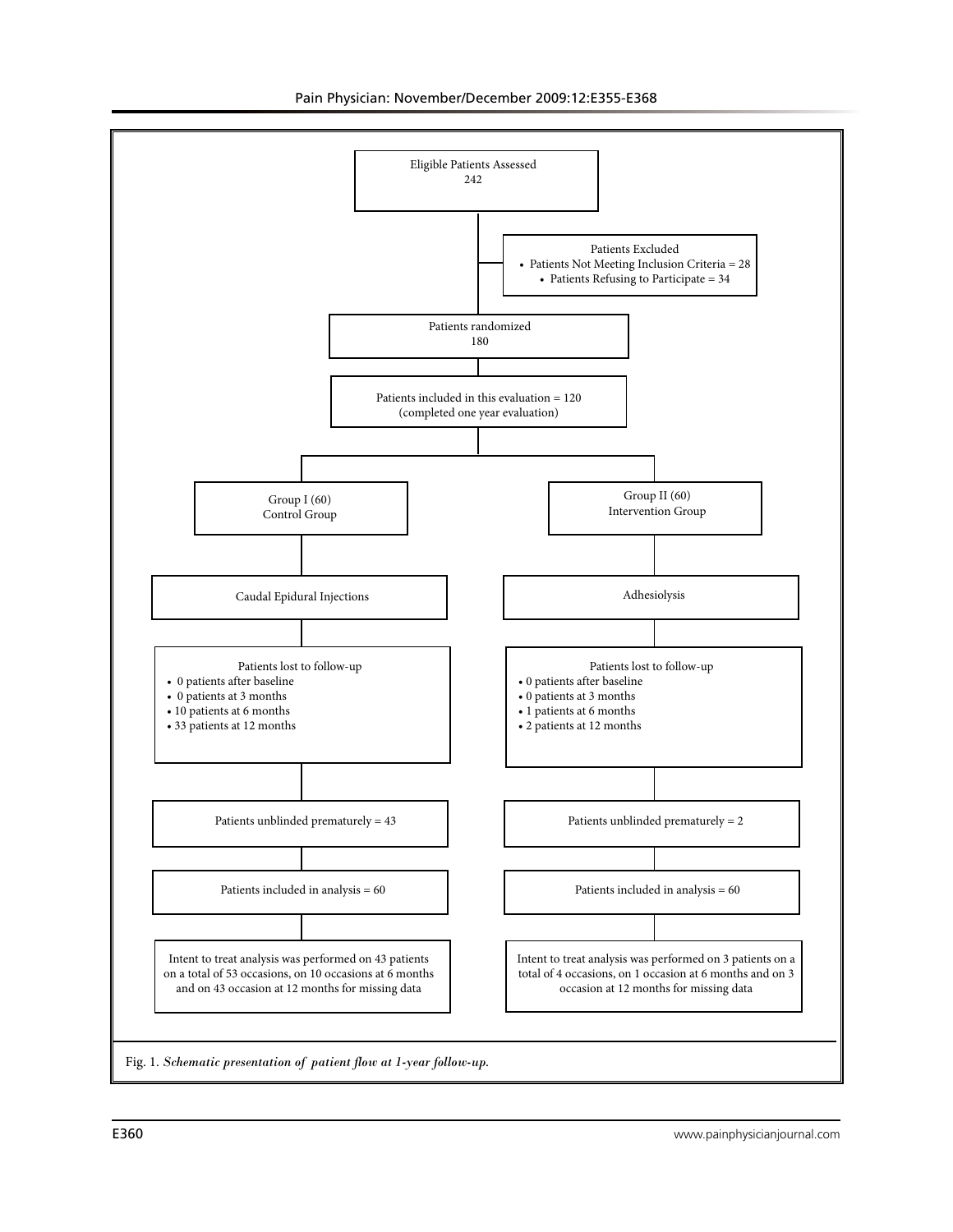Eligible Patients Assessed
242

Patients Excluded
- Patients Not Meeting Inclusion Criteria = 28
- Patients Refusing to Participate = 34

Patients randomized
180

Patients included in this evaluation = 120
(completed one year evaluation)

**Group I (60)**
Control Group

Caudal Epidural Injections

Patients lost to follow-up
- 0 patients after baseline
- 0 patients at 3 months
- 10 patients at 6 months
- 33 patients at 12 months

Patients unblinded prematurely = 43

Patients included in analysis = 60

Intent to treat analysis was performed on 43 patients on a total of 53 occasions, on 10 occasions at 6 months and on 43 occasion at 12 months for missing data

**Group II (60)**
Intervention Group

Adhesiolysis

Patients lost to follow-up
- 0 patients after baseline
- 0 patients at 3 months
- 1 patients at 6 months
- 2 patients at 12 months

Patients unblinded prematurely = 2

Patients included in analysis = 60

Intent to treat analysis was performed on 3 patients on a total of 4 occasions, on 1 occasion at 6 months and on 3 occasion at 12 months for missing data

Fig. 1. *Schematic presentation of patient flow at 1-year follow-up.*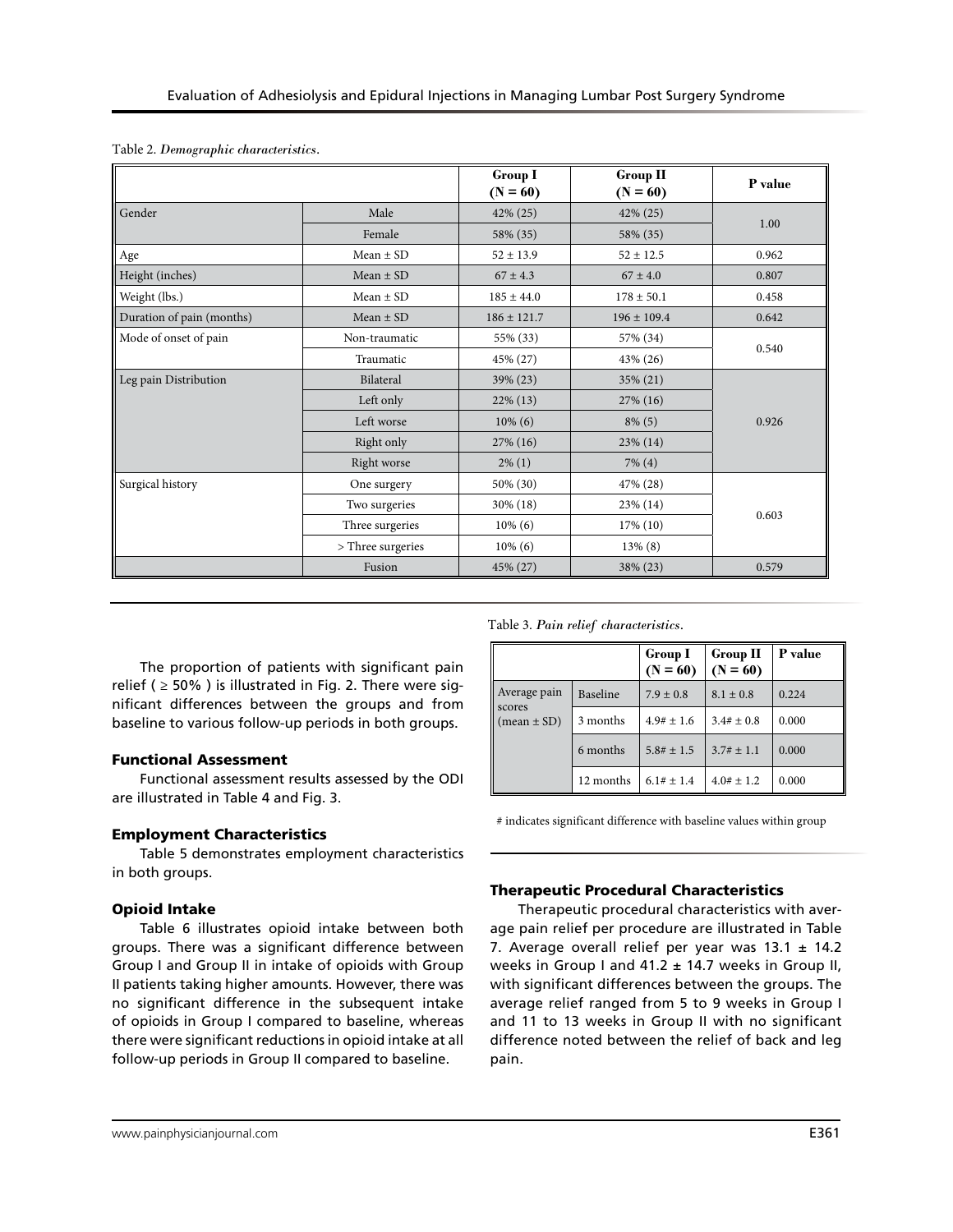Table 2. *Demographic characteristics.*

| | | Group I (N = 60) | Group II (N = 60) | P value |
|---|---|---|---|---|
| Gender | Male | 42% (25) | 42% (25) | 1.00 |
| | Female | 58% (35) | 58% (35) | |
| Age | Mean ± SD | 52 ± 13.9 | 52 ± 12.5 | 0.962 |
| Height (inches) | Mean ± SD | 67 ± 4.3 | 67 ± 4.0 | 0.807 |
| Weight (lbs.) | Mean ± SD | 185 ± 44.0 | 178 ± 50.1 | 0.458 |
| Duration of pain (months) | Mean ± SD | 186 ± 121.7 | 196 ± 109.4 | 0.642 |
| Mode of onset of pain | Non-traumatic | 55% (33) | 57% (34) | 0.540 |
| | Traumatic | 45% (27) | 43% (26) | |
| Leg pain Distribution | Bilateral | 39% (23) | 35% (21) | 0.926 |
| | Left only | 22% (13) | 27% (16) | |
| | Left worse | 10% (6) | 8% (5) | |
| | Right only | 27% (16) | 23% (14) | |
| | Right worse | 2% (1) | 7% (4) | |
| Surgical history | One surgery | 50% (30) | 47% (28) | 0.603 |
| | Two surgeries | 30% (18) | 23% (14) | |
| | Three surgeries | 10% (6) | 17% (10) | |
| | > Three surgeries | 10% (6) | 13% (8) | |
| | Fusion | 45% (27) | 38% (23) | 0.579 |

The proportion of patients with significant pain relief ( ≥ 50% ) is illustrated in Fig. 2. There were significant differences between the groups and from baseline to various follow-up periods in both groups.

### Functional Assessment

Functional assessment results assessed by the ODI are illustrated in Table 4 and Fig. 3.

### Employment Characteristics

Table 5 demonstrates employment characteristics in both groups.

### Opioid Intake

Table 6 illustrates opioid intake between both groups. There was a significant difference between Group I and Group II in intake of opioids with Group II patients taking higher amounts. However, there was no significant difference in the subsequent intake of opioids in Group I compared to baseline, whereas there were significant reductions in opioid intake at all follow-up periods in Group II compared to baseline.

Table 3. *Pain relief characteristics.*

| | | Group I (N = 60) | Group II (N = 60) | P value |
|---|---|---|---|---|
| Average pain scores (mean ± SD) | Baseline | 7.9 ± 0.8 | 8.1 ± 0.8 | 0.224 |
| | 3 months | 4.9# ± 1.6 | 3.4# ± 0.8 | 0.000 |
| | 6 months | 5.8# ± 1.5 | 3.7# ± 1.1 | 0.000 |
| | 12 months | 6.1# ± 1.4 | 4.0# ± 1.2 | 0.000 |

# indicates significant difference with baseline values within group

### Therapeutic Procedural Characteristics

Therapeutic procedural characteristics with average pain relief per procedure are illustrated in Table 7. Average overall relief per year was 13.1 ± 14.2 weeks in Group I and 41.2 ± 14.7 weeks in Group II, with significant differences between the groups. The average relief ranged from 5 to 9 weeks in Group I and 11 to 13 weeks in Group II with no significant difference noted between the relief of back and leg pain.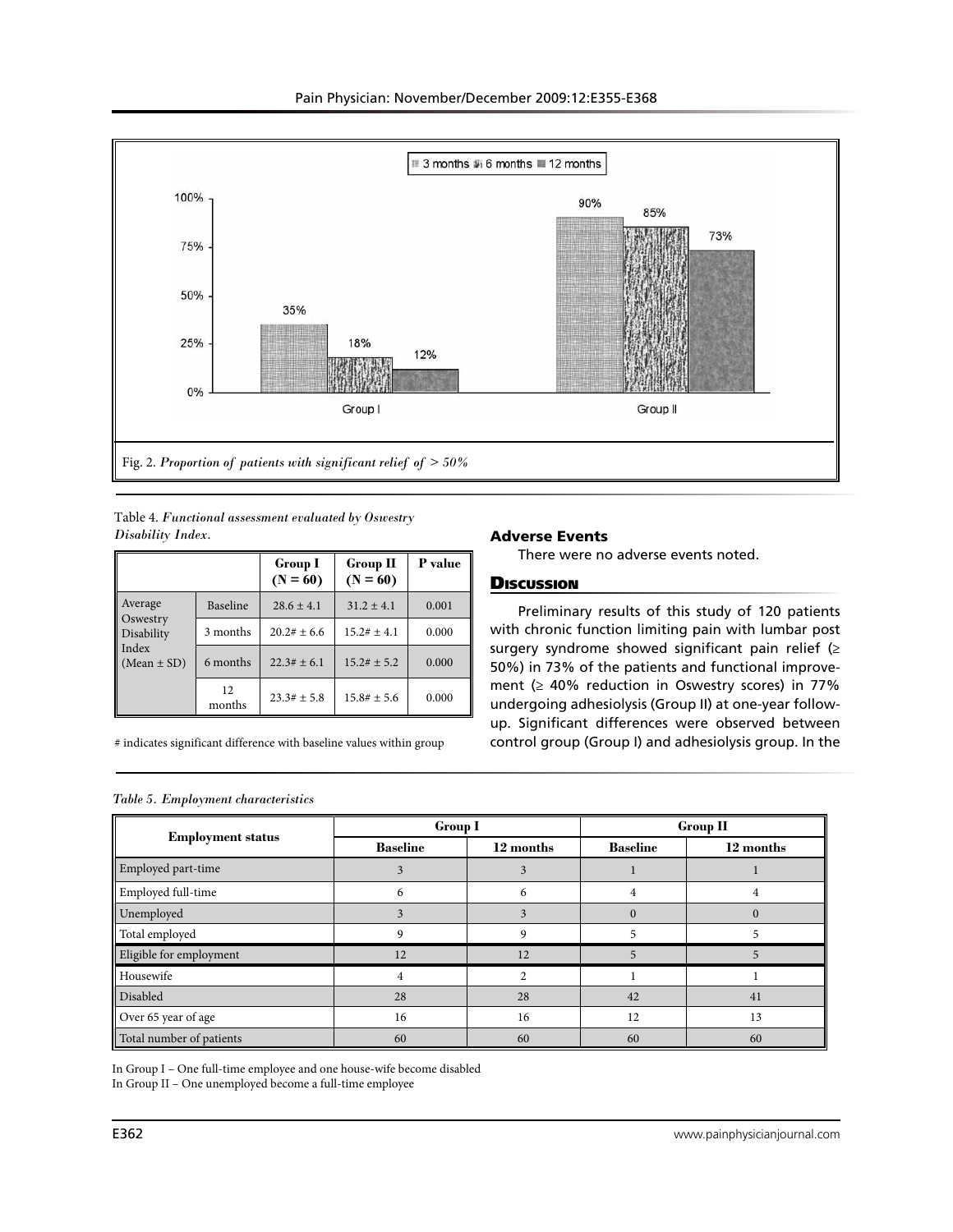Fig. 2. *Proportion of patients with significant relief of > 50%*

Table 4. *Functional assessment evaluated by Oswestry Disability Index.*

| | | Group I (N = 60) | Group II (N = 60) | P value |
|---|---|---|---|---|
| Average Oswestry Disability Index (Mean ± SD) | Baseline | 28.6 ± 4.1 | 31.2 ± 4.1 | 0.001 |
| | 3 months | 20.2# ± 6.6 | 15.2# ± 4.1 | 0.000 |
| | 6 months | 22.3# ± 6.1 | 15.2# ± 5.2 | 0.000 |
| | 12 months | 23.3# ± 5.8 | 15.8# ± 5.6 | 0.000 |

# indicates significant difference with baseline values within group

## Adverse Events

There were no adverse events noted.

## Discussion

Preliminary results of this study of 120 patients with chronic function limiting pain with lumbar post surgery syndrome showed significant pain relief (≥ 50%) in 73% of the patients and functional improvement (≥ 40% reduction in Oswestry scores) in 77% undergoing adhesiolysis (Group II) at one-year follow-up. Significant differences were observed between control group (Group I) and adhesiolysis group. In the

*Table 5. Employment characteristics*

| Employment status | Group I | | Group II | |
|---|---|---|---|---|
| | Baseline | 12 months | Baseline | 12 months |
| Employed part-time | 3 | 3 | 1 | 1 |
| Employed full-time | 6 | 6 | 4 | 4 |
| Unemployed | 3 | 3 | 0 | 0 |
| Total employed | 9 | 9 | 5 | 5 |
| Eligible for employment | 12 | 12 | 5 | 5 |
| Housewife | 4 | 2 | 1 | 1 |
| Disabled | 28 | 28 | 42 | 41 |
| Over 65 year of age | 16 | 16 | 12 | 13 |
| Total number of patients | 60 | 60 | 60 | 60 |

In Group I – One full-time employee and one house-wife become disabled
In Group II – One unemployed become a full-time employee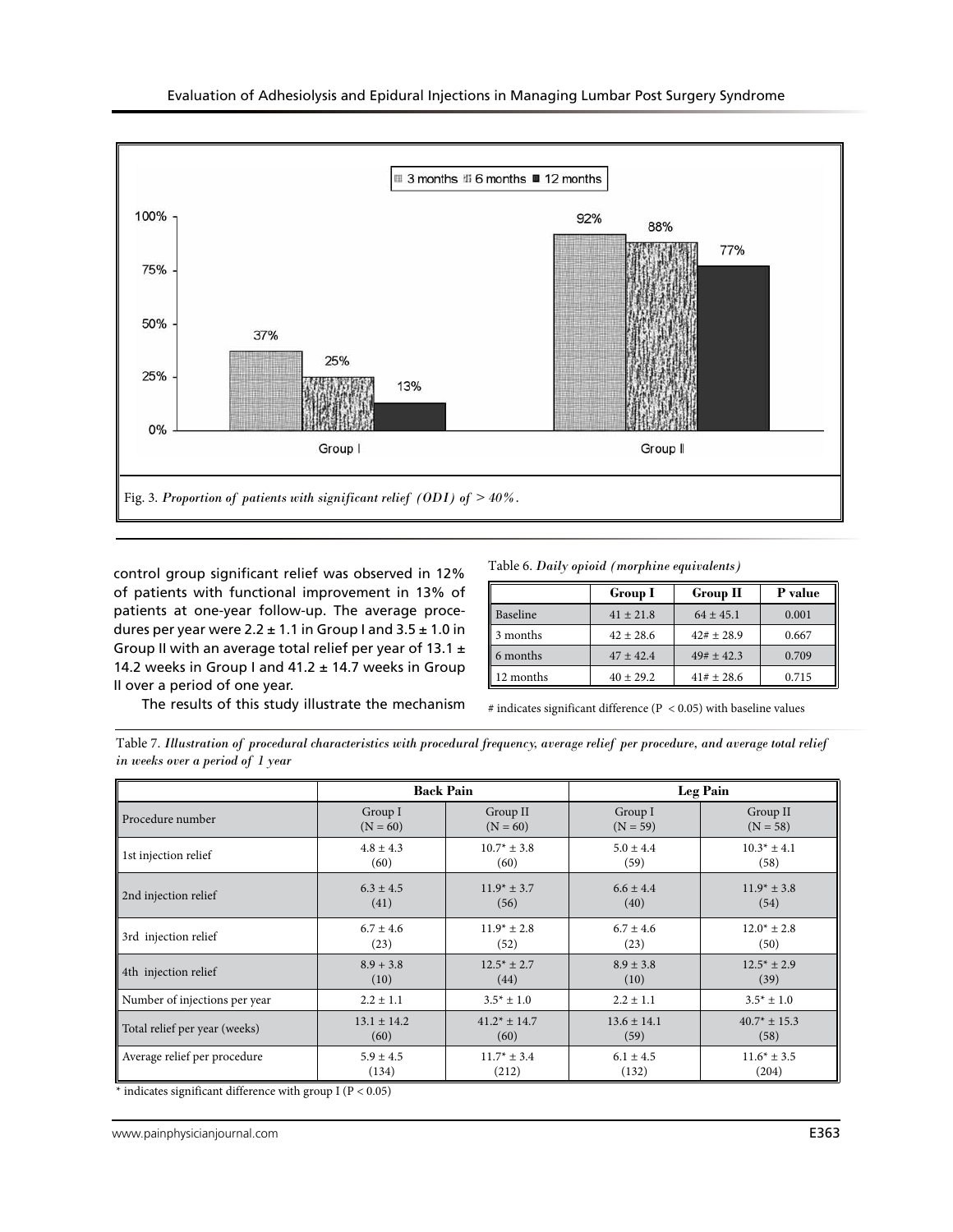Fig. 3. *Proportion of patients with significant relief (ODI) of > 40%.*

control group significant relief was observed in 12% of patients with functional improvement in 13% of patients at one-year follow-up. The average procedures per year were 2.2 ± 1.1 in Group I and 3.5 ± 1.0 in Group II with an average total relief per year of 13.1 ± 14.2 weeks in Group I and 41.2 ± 14.7 weeks in Group II over a period of one year.

The results of this study illustrate the mechanism

Table 6. *Daily opioid (morphine equivalents)*

| | Group I | Group II | P value |
|---|---|---|---|
| Baseline | 41 ± 21.8 | 64 ± 45.1 | 0.001 |
| 3 months | 42 ± 28.6 | 42# ± 28.9 | 0.667 |
| 6 months | 47 ± 42.4 | 49# ± 42.3 | 0.709 |
| 12 months | 40 ± 29.2 | 41# ± 28.6 | 0.715 |

# indicates significant difference ($P < 0.05$) with baseline values

Table 7. *Illustration of procedural characteristics with procedural frequency, average relief per procedure, and average total relief in weeks over a period of 1 year*

| | Back Pain | | Leg Pain | |
|---|---|---|---|---|
| Procedure number | Group I (N = 60) | Group II (N = 60) | Group I (N = 59) | Group II (N = 58) |
| 1st injection relief | 4.8 ± 4.3 (60) | 10.7* ± 3.8 (60) | 5.0 ± 4.4 (59) | 10.3* ± 4.1 (58) |
| 2nd injection relief | 6.3 ± 4.5 (41) | 11.9* ± 3.7 (56) | 6.6 ± 4.4 (40) | 11.9* ± 3.8 (54) |
| 3rd injection relief | 6.7 ± 4.6 (23) | 11.9* ± 2.8 (52) | 6.7 ± 4.6 (23) | 12.0* ± 2.8 (50) |
| 4th injection relief | 8.9 + 3.8 (10) | 12.5* ± 2.7 (44) | 8.9 ± 3.8 (10) | 12.5* ± 2.9 (39) |
| Number of injections per year | 2.2 ± 1.1 | 3.5* ± 1.0 | 2.2 ± 1.1 | 3.5* ± 1.0 |
| Total relief per year (weeks) | 13.1 ± 14.2 (60) | 41.2* ± 14.7 (60) | 13.6 ± 14.1 (59) | 40.7* ± 15.3 (58) |
| Average relief per procedure | 5.9 ± 4.5 (134) | 11.7* ± 3.4 (212) | 6.1 ± 4.5 (132) | 11.6* ± 3.5 (204) |

\* indicates significant difference with group I ($P < 0.05$)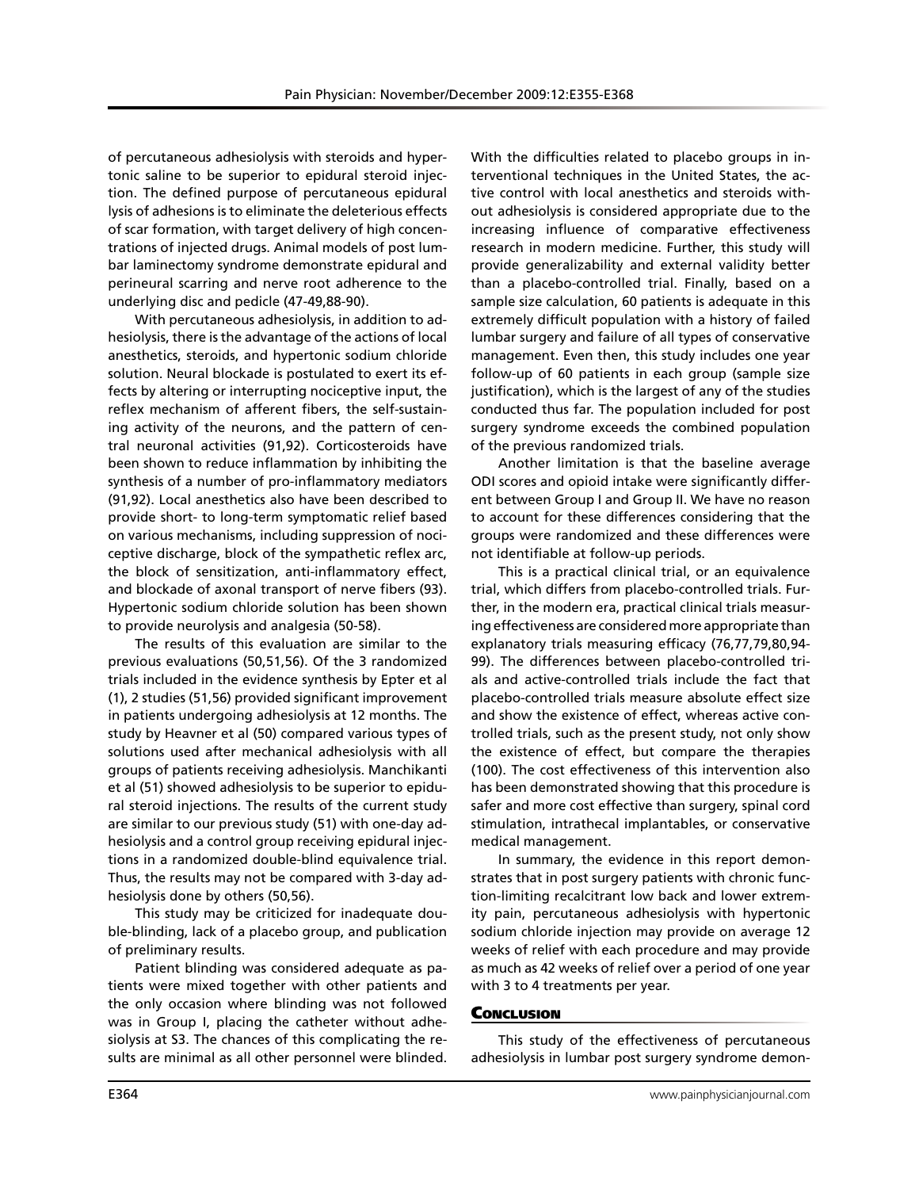of percutaneous adhesiolysis with steroids and hypertonic saline to be superior to epidural steroid injection. The defined purpose of percutaneous epidural lysis of adhesions is to eliminate the deleterious effects of scar formation, with target delivery of high concentrations of injected drugs. Animal models of post lumbar laminectomy syndrome demonstrate epidural and perineural scarring and nerve root adherence to the underlying disc and pedicle (47-49,88-90).

With percutaneous adhesiolysis, in addition to adhesiolysis, there is the advantage of the actions of local anesthetics, steroids, and hypertonic sodium chloride solution. Neural blockade is postulated to exert its effects by altering or interrupting nociceptive input, the reflex mechanism of afferent fibers, the self-sustaining activity of the neurons, and the pattern of central neuronal activities (91,92). Corticosteroids have been shown to reduce inflammation by inhibiting the synthesis of a number of pro-inflammatory mediators (91,92). Local anesthetics also have been described to provide short- to long-term symptomatic relief based on various mechanisms, including suppression of nociceptive discharge, block of the sympathetic reflex arc, the block of sensitization, anti-inflammatory effect, and blockade of axonal transport of nerve fibers (93). Hypertonic sodium chloride solution has been shown to provide neurolysis and analgesia (50-58).

The results of this evaluation are similar to the previous evaluations (50,51,56). Of the 3 randomized trials included in the evidence synthesis by Epter et al (1), 2 studies (51,56) provided significant improvement in patients undergoing adhesiolysis at 12 months. The study by Heavner et al (50) compared various types of solutions used after mechanical adhesiolysis with all groups of patients receiving adhesiolysis. Manchikanti et al (51) showed adhesiolysis to be superior to epidural steroid injections. The results of the current study are similar to our previous study (51) with one-day adhesiolysis and a control group receiving epidural injections in a randomized double-blind equivalence trial. Thus, the results may not be compared with 3-day adhesiolysis done by others (50,56).

This study may be criticized for inadequate double-blinding, lack of a placebo group, and publication of preliminary results.

Patient blinding was considered adequate as patients were mixed together with other patients and the only occasion where blinding was not followed was in Group I, placing the catheter without adhesiolysis at S3. The chances of this complicating the results are minimal as all other personnel were blinded. With the difficulties related to placebo groups in interventional techniques in the United States, the active control with local anesthetics and steroids without adhesiolysis is considered appropriate due to the increasing influence of comparative effectiveness research in modern medicine. Further, this study will provide generalizability and external validity better than a placebo-controlled trial. Finally, based on a sample size calculation, 60 patients is adequate in this extremely difficult population with a history of failed lumbar surgery and failure of all types of conservative management. Even then, this study includes one year follow-up of 60 patients in each group (sample size justification), which is the largest of any of the studies conducted thus far. The population included for post surgery syndrome exceeds the combined population of the previous randomized trials.

Another limitation is that the baseline average ODI scores and opioid intake were significantly different between Group I and Group II. We have no reason to account for these differences considering that the groups were randomized and these differences were not identifiable at follow-up periods.

This is a practical clinical trial, or an equivalence trial, which differs from placebo-controlled trials. Further, in the modern era, practical clinical trials measuring effectiveness are considered more appropriate than explanatory trials measuring efficacy (76,77,79,80,94-99). The differences between placebo-controlled trials and active-controlled trials include the fact that placebo-controlled trials measure absolute effect size and show the existence of effect, whereas active controlled trials, such as the present study, not only show the existence of effect, but compare the therapies (100). The cost effectiveness of this intervention also has been demonstrated showing that this procedure is safer and more cost effective than surgery, spinal cord stimulation, intrathecal implantables, or conservative medical management.

In summary, the evidence in this report demonstrates that in post surgery patients with chronic function-limiting recalcitrant low back and lower extremity pain, percutaneous adhesiolysis with hypertonic sodium chloride injection may provide on average 12 weeks of relief with each procedure and may provide as much as 42 weeks of relief over a period of one year with 3 to 4 treatments per year.

## Conclusion

This study of the effectiveness of percutaneous adhesiolysis in lumbar post surgery syndrome demon-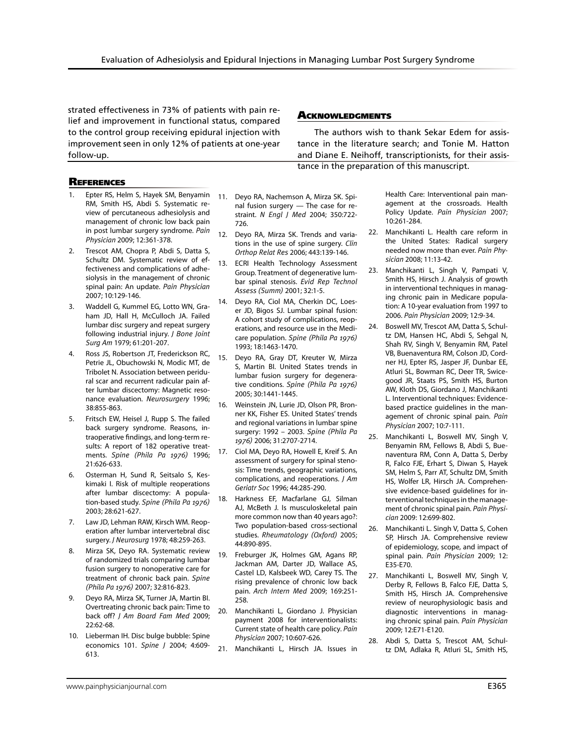strated effectiveness in 73% of patients with pain relief and improvement in functional status, compared to the control group receiving epidural injection with improvement seen in only 12% of patients at one-year follow-up.

## Acknowledgments

The authors wish to thank Sekar Edem for assistance in the literature search; and Tonie M. Hatton and Diane E. Neihoff, transcriptionists, for their assistance in the preparation of this manuscript.

## References

1. Epter RS, Helm S, Hayek SM, Benyamin RM, Smith HS, Abdi S. Systematic review of percutaneous adhesiolysis and management of chronic low back pain in post lumbar surgery syndrome. *Pain Physician* 2009; 12:361-378.
2. Trescot AM, Chopra P, Abdi S, Datta S, Schultz DM. Systematic review of effectiveness and complications of adhesiolysis in the management of chronic spinal pain: An update. *Pain Physician* 2007; 10:129-146.
3. Waddell G, Kummel EG, Lotto WN, Graham JD, Hall H, McCulloch JA. Failed lumbar disc surgery and repeat surgery following industrial injury. *J Bone Joint Surg Am* 1979; 61:201-207.
4. Ross JS, Robertson JT, Frederickson RC, Petrie JL, Obuchowski N, Modic MT, de Tribolet N. Association between peridural scar and recurrent radicular pain after lumbar discectomy: Magnetic resonance evaluation. *Neurosurgery* 1996; 38:855-863.
5. Fritsch EW, Heisel J, Rupp S. The failed back surgery syndrome. Reasons, intraoperative findings, and long-term results: A report of 182 operative treatments. *Spine (Phila Pa 1976)* 1996; 21:626-633.
6. Osterman H, Sund R, Seitsalo S, Keskimaki I. Risk of multiple reoperations after lumbar discectomy: A population-based study. *Spine (Phila Pa 1976)* 2003; 28:621-627.
7. Law JD, Lehman RAW, Kirsch WM. Reoperation after lumbar intervertebral disc surgery. *J Neurosurg* 1978; 48:259-263.
8. Mirza SK, Deyo RA. Systematic review of randomized trials comparing lumbar fusion surgery to nonoperative care for treatment of chronic back pain. *Spine (Phila Pa 1976)* 2007; 32:816-823.
9. Deyo RA, Mirza SK, Turner JA, Martin BI. Overtreating chronic back pain: Time to back off? *J Am Board Fam Med* 2009; 22:62-68.
10. Lieberman IH. Disc bulge bubble: Spine economics 101. *Spine J* 2004; 4:609-613.
11. Deyo RA, Nachemson A, Mirza SK. Spinal fusion surgery — The case for restraint. *N Engl J Med* 2004; 350:722-726.
12. Deyo RA, Mirza SK. Trends and variations in the use of spine surgery. *Clin Orthop Relat Res* 2006; 443:139-146.
13. ECRI Health Technology Assessment Group. Treatment of degenerative lumbar spinal stenosis. *Evid Rep Technol Assess (Summ)* 2001; 32:1-5.
14. Deyo RA, Ciol MA, Cherkin DC, Loeser JD, Bigos SJ. Lumbar spinal fusion: A cohort study of complications, reoperations, and resource use in the Medicare population. *Spine (Phila Pa 1976)* 1993; 18:1463-1470.
15. Deyo RA, Gray DT, Kreuter W, Mirza S, Martin BI. United States trends in lumbar fusion surgery for degenerative conditions. *Spine (Phila Pa 1976)* 2005; 30:1441-1445.
16. Weinstein JN, Lurie JD, Olson PR, Bronner KK, Fisher ES. United States' trends and regional variations in lumbar spine surgery: 1992 – 2003. *Spine (Phila Pa 1976)* 2006; 31:2707-2714.
17. Ciol MA, Deyo RA, Howell E, Kreif S. An assessment of surgery for spinal stenosis: Time trends, geographic variations, complications, and reoperations. *J Am Geriatr Soc* 1996; 44:285-290.
18. Harkness EF, Macfarlane GJ, Silman AJ, McBeth J. Is musculoskeletal pain more common now than 40 years ago?: Two population-based cross-sectional studies. *Rheumatology (Oxford)* 2005; 44:890-895.
19. Freburger JK, Holmes GM, Agans RP, Jackman AM, Darter JD, Wallace AS, Castel LD, Kalsbeek WD, Carey TS. The rising prevalence of chronic low back pain. *Arch Intern Med* 2009; 169:251-258.
20. Manchikanti L, Giordano J. Physician payment 2008 for interventionalists: Current state of health care policy. *Pain Physician* 2007; 10:607-626.
21. Manchikanti L, Hirsch JA. Issues in Health Care: Interventional pain management at the crossroads. Health Policy Update. *Pain Physician* 2007; 10:261-284.
22. Manchikanti L. Health care reform in the United States: Radical surgery needed now more than ever. *Pain Physician* 2008; 11:13-42.
23. Manchikanti L, Singh V, Pampati V, Smith HS, Hirsch J. Analysis of growth in interventional techniques in managing chronic pain in Medicare population: A 10-year evaluation from 1997 to 2006. *Pain Physician* 2009; 12:9-34.
24. Boswell MV, Trescot AM, Datta S, Schultz DM, Hansen HC, Abdi S, Sehgal N, Shah RV, Singh V, Benyamin RM, Patel VB, Buenaventura RM, Colson JD, Cordner HJ, Epter RS, Jasper JF, Dunbar EE, Atluri SL, Bowman RC, Deer TR, Swicegood JR, Staats PS, Smith HS, Burton AW, Kloth DS, Giordano J, Manchikanti L. Interventional techniques: Evidence-based practice guidelines in the management of chronic spinal pain. *Pain Physician* 2007; 10:7-111.
25. Manchikanti L, Boswell MV, Singh V, Benyamin RM, Fellows B, Abdi S, Buenaventura RM, Conn A, Datta S, Derby R, Falco FJE, Erhart S, Diwan S, Hayek SM, Helm S, Parr AT, Schultz DM, Smith HS, Wolfer LR, Hirsch JA. Comprehensive evidence-based guidelines for interventional techniques in the management of chronic spinal pain. *Pain Physician* 2009: 12:699-802.
26. Manchikanti L. Singh V, Datta S, Cohen SP, Hirsch JA. Comprehensive review of epidemiology, scope, and impact of spinal pain. *Pain Physician* 2009; 12: E35-E70.
27. Manchikanti L, Boswell MV, Singh V, Derby R, Fellows B, Falco FJE, Datta S, Smith HS, Hirsch JA. Comprehensive review of neurophysiologic basis and diagnostic interventions in managing chronic spinal pain. *Pain Physician* 2009; 12:E71-E120.
28. Abdi S, Datta S, Trescot AM, Schultz DM, Adlaka R, Atluri SL, Smith HS,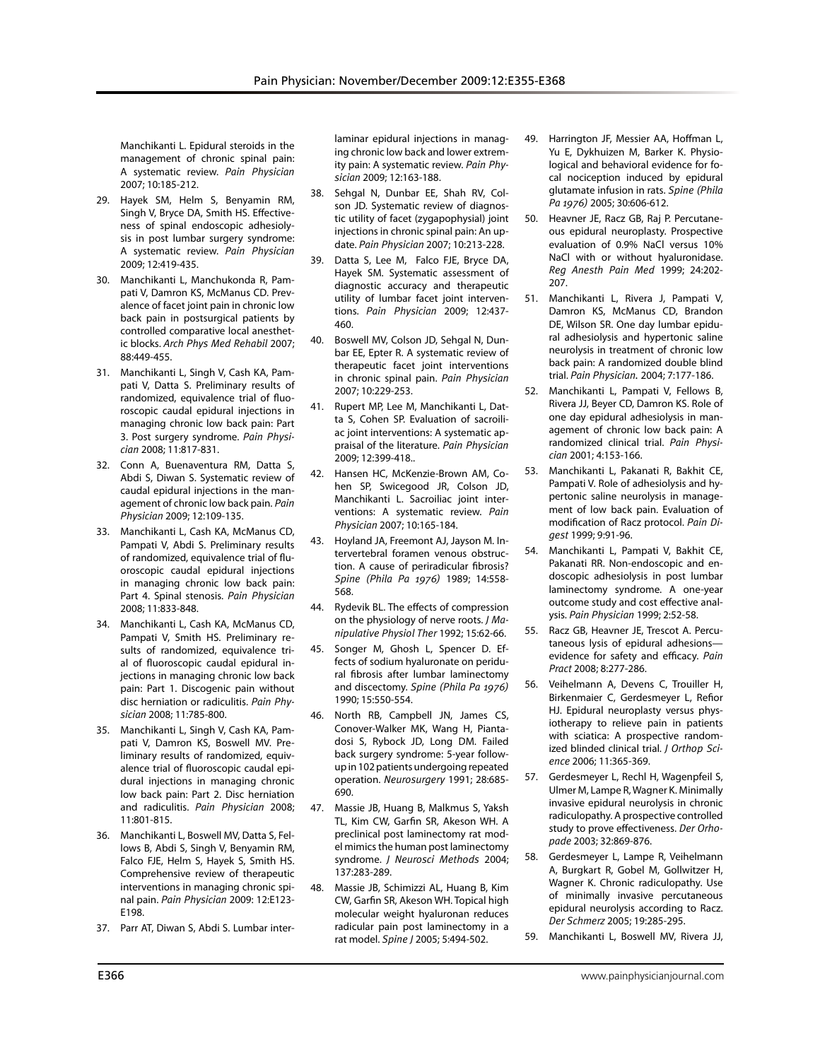Manchikanti L. Epidural steroids in the management of chronic spinal pain: A systematic review. *Pain Physician* 2007; 10:185-212.

29. Hayek SM, Helm S, Benyamin RM, Singh V, Bryce DA, Smith HS. Effectiveness of spinal endoscopic adhesiolysis in post lumbar surgery syndrome: A systematic review. *Pain Physician* 2009; 12:419-435.
30. Manchikanti L, Manchukonda R, Pampati V, Damron KS, McManus CD. Prevalence of facet joint pain in chronic low back pain in postsurgical patients by controlled comparative local anesthetic blocks. *Arch Phys Med Rehabil* 2007; 88:449-455.
31. Manchikanti L, Singh V, Cash KA, Pampati V, Datta S. Preliminary results of randomized, equivalence trial of fluoroscopic caudal epidural injections in managing chronic low back pain: Part 3. Post surgery syndrome. *Pain Physician* 2008; 11:817-831.
32. Conn A, Buenaventura RM, Datta S, Abdi S, Diwan S. Systematic review of caudal epidural injections in the management of chronic low back pain. *Pain Physician* 2009; 12:109-135.
33. Manchikanti L, Cash KA, McManus CD, Pampati V, Abdi S. Preliminary results of randomized, equivalence trial of fluoroscopic caudal epidural injections in managing chronic low back pain: Part 4. Spinal stenosis. *Pain Physician* 2008; 11:833-848.
34. Manchikanti L, Cash KA, McManus CD, Pampati V, Smith HS. Preliminary results of randomized, equivalence trial of fluoroscopic caudal epidural injections in managing chronic low back pain: Part 1. Discogenic pain without disc herniation or radiculitis. *Pain Physician* 2008; 11:785-800.
35. Manchikanti L, Singh V, Cash KA, Pampati V, Damron KS, Boswell MV. Preliminary results of randomized, equivalence trial of fluoroscopic caudal epidural injections in managing chronic low back pain: Part 2. Disc herniation and radiculitis. *Pain Physician* 2008; 11:801-815.
36. Manchikanti L, Boswell MV, Datta S, Fellows B, Abdi S, Singh V, Benyamin RM, Falco FJE, Helm S, Hayek S, Smith HS. Comprehensive review of therapeutic interventions in managing chronic spinal pain. *Pain Physician* 2009: 12:E123-E198.
37. Parr AT, Diwan S, Abdi S. Lumbar interlaminar epidural injections in managing chronic low back and lower extremity pain: A systematic review. *Pain Physician* 2009; 12:163-188.
38. Sehgal N, Dunbar EE, Shah RV, Colson JD. Systematic review of diagnostic utility of facet (zygapophysial) joint injections in chronic spinal pain: An update. *Pain Physician* 2007; 10:213-228.
39. Datta S, Lee M, Falco FJE, Bryce DA, Hayek SM. Systematic assessment of diagnostic accuracy and therapeutic utility of lumbar facet joint interventions. *Pain Physician* 2009; 12:437-460.
40. Boswell MV, Colson JD, Sehgal N, Dunbar EE, Epter R. A systematic review of therapeutic facet joint interventions in chronic spinal pain. *Pain Physician* 2007; 10:229-253.
41. Rupert MP, Lee M, Manchikanti L, Datta S, Cohen SP. Evaluation of sacroiliac joint interventions: A systematic appraisal of the literature. *Pain Physician* 2009; 12:399-418..
42. Hansen HC, McKenzie-Brown AM, Cohen SP, Swicegood JR, Colson JD, Manchikanti L. Sacroiliac joint interventions: A systematic review. *Pain Physician* 2007; 10:165-184.
43. Hoyland JA, Freemont AJ, Jayson M. Intervertebral foramen venous obstruction. A cause of periradicular fibrosis? *Spine (Phila Pa 1976)* 1989; 14:558-568.
44. Rydevik BL. The effects of compression on the physiology of nerve roots. *J Manipulative Physiol Ther* 1992; 15:62-66.
45. Songer M, Ghosh L, Spencer D. Effects of sodium hyaluronate on peridural fibrosis after lumbar laminectomy and discectomy. *Spine (Phila Pa 1976)* 1990; 15:550-554.
46. North RB, Campbell JN, James CS, Conover-Walker MK, Wang H, Piantadosi S, Rybock JD, Long DM. Failed back surgery syndrome: 5-year follow-up in 102 patients undergoing repeated operation. *Neurosurgery* 1991; 28:685-690.
47. Massie JB, Huang B, Malkmus S, Yaksh TL, Kim CW, Garfin SR, Akeson WH. A preclinical post laminectomy rat model mimics the human post laminectomy syndrome. *J Neurosci Methods* 2004; 137:283-289.
48. Massie JB, Schimizzi AL, Huang B, Kim CW, Garfin SR, Akeson WH. Topical high molecular weight hyaluronan reduces radicular pain post laminectomy in a rat model. *Spine J* 2005; 5:494-502.
49. Harrington JF, Messier AA, Hoffman L, Yu E, Dykhuizen M, Barker K. Physiological and behavioral evidence for focal nociception induced by epidural glutamate infusion in rats. *Spine (Phila Pa 1976)* 2005; 30:606-612.
50. Heavner JE, Racz GB, Raj P. Percutaneous epidural neuroplasty. Prospective evaluation of 0.9% NaCl versus 10% NaCl with or without hyaluronidase. *Reg Anesth Pain Med* 1999; 24:202-207.
51. Manchikanti L, Rivera J, Pampati V, Damron KS, McManus CD, Brandon DE, Wilson SR. One day lumbar epidural adhesiolysis and hypertonic saline neurolysis in treatment of chronic low back pain: A randomized double blind trial. *Pain Physician.* 2004; 7:177-186.
52. Manchikanti L, Pampati V, Fellows B, Rivera JJ, Beyer CD, Damron KS. Role of one day epidural adhesiolysis in management of chronic low back pain: A randomized clinical trial. *Pain Physician* 2001; 4:153-166.
53. Manchikanti L, Pakanati R, Bakhit CE, Pampati V. Role of adhesiolysis and hypertonic saline neurolysis in management of low back pain. Evaluation of modification of Racz protocol. *Pain Digest* 1999; 9:91-96.
54. Manchikanti L, Pampati V, Bakhit CE, Pakanati RR. Non-endoscopic and endoscopic adhesiolysis in post lumbar laminectomy syndrome. A one-year outcome study and cost effective analysis. *Pain Physician* 1999; 2:52-58.
55. Racz GB, Heavner JE, Trescot A. Percutaneous lysis of epidural adhesions—evidence for safety and efficacy. *Pain Pract* 2008; 8:277-286.
56. Veihelmann A, Devens C, Trouiller H, Birkenmaier C, Gerdesmeyer L, Refior HJ. Epidural neuroplasty versus physiotherapy to relieve pain in patients with sciatica: A prospective randomized blinded clinical trial. *J Orthop Science* 2006; 11:365-369.
57. Gerdesmeyer L, Rechl H, Wagenpfeil S, Ulmer M, Lampe R, Wagner K. Minimally invasive epidural neurolysis in chronic radiculopathy. A prospective controlled study to prove effectiveness. *Der Orhopade* 2003; 32:869-876.
58. Gerdesmeyer L, Lampe R, Veihelmann A, Burgkart R, Gobel M, Gollwitzer H, Wagner K. Chronic radiculopathy. Use of minimally invasive percutaneous epidural neurolysis according to Racz. *Der Schmerz* 2005; 19:285-295.
59. Manchikanti L, Boswell MV, Rivera JJ,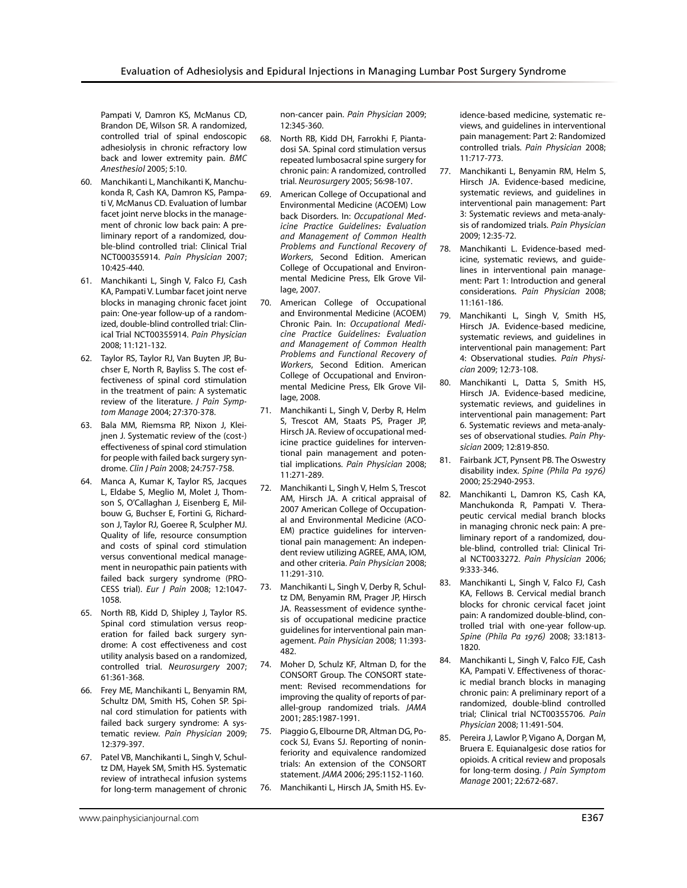Pampati V, Damron KS, McManus CD, Brandon DE, Wilson SR. A randomized, controlled trial of spinal endoscopic adhesiolysis in chronic refractory low back and lower extremity pain. *BMC Anesthesiol* 2005; 5:10.

60. Manchikanti L, Manchikanti K, Manchukonda R, Cash KA, Damron KS, Pampati V, McManus CD. Evaluation of lumbar facet joint nerve blocks in the management of chronic low back pain: A preliminary report of a randomized, double-blind controlled trial: Clinical Trial NCT000355914. *Pain Physician* 2007; 10:425-440.
61. Manchikanti L, Singh V, Falco FJ, Cash KA, Pampati V. Lumbar facet joint nerve blocks in managing chronic facet joint pain: One-year follow-up of a randomized, double-blind controlled trial: Clinical Trial NCT00355914. *Pain Physician* 2008; 11:121-132.
62. Taylor RS, Taylor RJ, Van Buyten JP, Buchser E, North R, Bayliss S. The cost effectiveness of spinal cord stimulation in the treatment of pain: A systematic review of the literature. *J Pain Symptom Manage* 2004; 27:370-378.
63. Bala MM, Riemsma RP, Nixon J, Kleijnen J. Systematic review of the (cost-) effectiveness of spinal cord stimulation for people with failed back surgery syndrome. *Clin J Pain* 2008; 24:757-758.
64. Manca A, Kumar K, Taylor RS, Jacques L, Eldabe S, Meglio M, Molet J, Thomson S, O'Callaghan J, Eisenberg E, Milbouw G, Buchser E, Fortini G, Richardson J, Taylor RJ, Goeree R, Sculpher MJ. Quality of life, resource consumption and costs of spinal cord stimulation versus conventional medical management in neuropathic pain patients with failed back surgery syndrome (PROCESS trial). *Eur J Pain* 2008; 12:1047-1058.
65. North RB, Kidd D, Shipley J, Taylor RS. Spinal cord stimulation versus reoperation for failed back surgery syndrome: A cost effectiveness and cost utility analysis based on a randomized, controlled trial. *Neurosurgery* 2007; 61:361-368.
66. Frey ME, Manchikanti L, Benyamin RM, Schultz DM, Smith HS, Cohen SP. Spinal cord stimulation for patients with failed back surgery syndrome: A systematic review. *Pain Physician* 2009; 12:379-397.
67. Patel VB, Manchikanti L, Singh V, Schultz DM, Hayek SM, Smith HS. Systematic review of intrathecal infusion systems for long-term management of chronic non-cancer pain. *Pain Physician* 2009; 12:345-360.
68. North RB, Kidd DH, Farrokhi F, Piantadosi SA. Spinal cord stimulation versus repeated lumbosacral spine surgery for chronic pain: A randomized, controlled trial. *Neurosurgery* 2005; 56:98-107.
69. American College of Occupational and Environmental Medicine (ACOEM) Low back Disorders. In: *Occupational Medicine Practice Guidelines: Evaluation and Management of Common Health Problems and Functional Recovery of Workers*, Second Edition. American College of Occupational and Environmental Medicine Press, Elk Grove Village, 2007.
70. American College of Occupational and Environmental Medicine (ACOEM) Chronic Pain. In: *Occupational Medicine Practice Guidelines: Evaluation and Management of Common Health Problems and Functional Recovery of Workers*, Second Edition. American College of Occupational and Environmental Medicine Press, Elk Grove Village, 2008.
71. Manchikanti L, Singh V, Derby R, Helm S, Trescot AM, Staats PS, Prager JP, Hirsch JA. Review of occupational medicine practice guidelines for interventional pain management and potential implications. *Pain Physician* 2008; 11:271-289.
72. Manchikanti L, Singh V, Helm S, Trescot AM, Hirsch JA. A critical appraisal of 2007 American College of Occupational and Environmental Medicine (ACOEM) practice guidelines for interventional pain management: An independent review utilizing AGREE, AMA, IOM, and other criteria. *Pain Physician* 2008; 11:291-310.
73. Manchikanti L, Singh V, Derby R, Schultz DM, Benyamin RM, Prager JP, Hirsch JA. Reassessment of evidence synthesis of occupational medicine practice guidelines for interventional pain management. *Pain Physician* 2008; 11:393-482.
74. Moher D, Schulz KF, Altman D, for the CONSORT Group. The CONSORT statement: Revised recommendations for improving the quality of reports of parallel-group randomized trials. *JAMA* 2001; 285:1987-1991.
75. Piaggio G, Elbourne DR, Altman DG, Pocock SJ, Evans SJ. Reporting of noninferiority and equivalence randomized trials: An extension of the CONSORT statement. *JAMA* 2006; 295:1152-1160.
76. Manchikanti L, Hirsch JA, Smith HS. Evidence-based medicine, systematic reviews, and guidelines in interventional pain management: Part 2: Randomized controlled trials. *Pain Physician* 2008; 11:717-773.
77. Manchikanti L, Benyamin RM, Helm S, Hirsch JA. Evidence-based medicine, systematic reviews, and guidelines in interventional pain management: Part 3: Systematic reviews and meta-analysis of randomized trials. *Pain Physician* 2009; 12:35-72.
78. Manchikanti L. Evidence-based medicine, systematic reviews, and guidelines in interventional pain management: Part 1: Introduction and general considerations. *Pain Physician* 2008; 11:161-186.
79. Manchikanti L, Singh V, Smith HS, Hirsch JA. Evidence-based medicine, systematic reviews, and guidelines in interventional pain management: Part 4: Observational studies. *Pain Physician* 2009; 12:73-108.
80. Manchikanti L, Datta S, Smith HS, Hirsch JA. Evidence-based medicine, systematic reviews, and guidelines in interventional pain management: Part 6. Systematic reviews and meta-analyses of observational studies. *Pain Physician* 2009; 12:819-850.
81. Fairbank JCT, Pynsent PB. The Oswestry disability index. *Spine (Phila Pa 1976)* 2000; 25:2940-2953.
82. Manchikanti L, Damron KS, Cash KA, Manchukonda R, Pampati V. Therapeutic cervical medial branch blocks in managing chronic neck pain: A preliminary report of a randomized, double-blind, controlled trial: Clinical Trial NCT0033272. *Pain Physician* 2006; 9:333-346.
83. Manchikanti L, Singh V, Falco FJ, Cash KA, Fellows B. Cervical medial branch blocks for chronic cervical facet joint pain: A randomized double-blind, controlled trial with one-year follow-up. *Spine (Phila Pa 1976)* 2008; 33:1813-1820.
84. Manchikanti L, Singh V, Falco FJE, Cash KA, Pampati V. Effectiveness of thoracic medial branch blocks in managing chronic pain: A preliminary report of a randomized, double-blind controlled trial; Clinical trial NCT00355706. *Pain Physician* 2008; 11:491-504.
85. Pereira J, Lawlor P, Vigano A, Dorgan M, Bruera E. Equianalgesic dose ratios for opioids. A critical review and proposals for long-term dosing. *J Pain Symptom Manage* 2001; 22:672-687.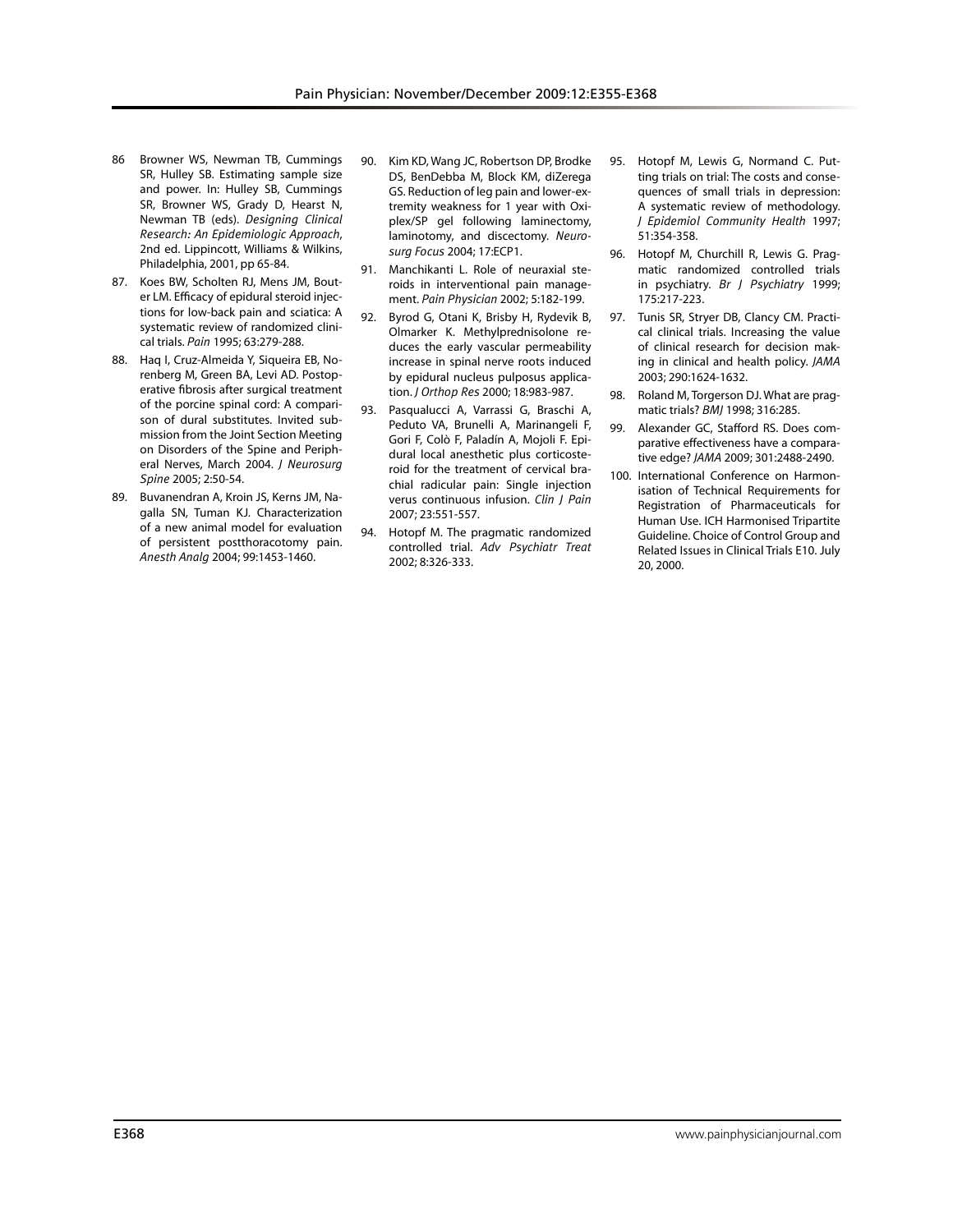86 Browner WS, Newman TB, Cummings SR, Hulley SB. Estimating sample size and power. In: Hulley SB, Cummings SR, Browner WS, Grady D, Hearst N, Newman TB (eds). *Designing Clinical Research: An Epidemiologic Approach*, 2nd ed. Lippincott, Williams & Wilkins, Philadelphia, 2001, pp 65-84.

87. Koes BW, Scholten RJ, Mens JM, Bouter LM. Efficacy of epidural steroid injections for low-back pain and sciatica: A systematic review of randomized clinical trials. *Pain* 1995; 63:279-288.

88. Haq I, Cruz-Almeida Y, Siqueira EB, Norenberg M, Green BA, Levi AD. Postoperative fibrosis after surgical treatment of the porcine spinal cord: A comparison of dural substitutes. Invited submission from the Joint Section Meeting on Disorders of the Spine and Peripheral Nerves, March 2004. *J Neurosurg Spine* 2005; 2:50-54.

89. Buvanendran A, Kroin JS, Kerns JM, Nagalla SN, Tuman KJ. Characterization of a new animal model for evaluation of persistent postthoracotomy pain. *Anesth Analg* 2004; 99:1453-1460.

90. Kim KD, Wang JC, Robertson DP, Brodke DS, BenDebba M, Block KM, diZerega GS. Reduction of leg pain and lower-extremity weakness for 1 year with Oxiplex/SP gel following laminectomy, laminotomy, and discectomy. *Neurosurg Focus* 2004; 17:ECP1.

91. Manchikanti L. Role of neuraxial steroids in interventional pain management. *Pain Physician* 2002; 5:182-199.

92. Byrod G, Otani K, Brisby H, Rydevik B, Olmarker K. Methylprednisolone reduces the early vascular permeability increase in spinal nerve roots induced by epidural nucleus pulposus application. *J Orthop Res* 2000; 18:983-987.

93. Pasqualucci A, Varrassi G, Braschi A, Peduto VA, Brunelli A, Marinangeli F, Gori F, Colò F, Paladín A, Mojoli F. Epidural local anesthetic plus corticosteroid for the treatment of cervical brachial radicular pain: Single injection verus continuous infusion. *Clin J Pain* 2007; 23:551-557.

94. Hotopf M. The pragmatic randomized controlled trial. *Adv Psychiatr Treat* 2002; 8:326-333.

95. Hotopf M, Lewis G, Normand C. Putting trials on trial: The costs and consequences of small trials in depression: A systematic review of methodology. *J Epidemiol Community Health* 1997; 51:354-358.

96. Hotopf M, Churchill R, Lewis G. Pragmatic randomized controlled trials in psychiatry. *Br J Psychiatry* 1999; 175:217-223.

97. Tunis SR, Stryer DB, Clancy CM. Practical clinical trials. Increasing the value of clinical research for decision making in clinical and health policy. *JAMA* 2003; 290:1624-1632.

98. Roland M, Torgerson DJ. What are pragmatic trials? *BMJ* 1998; 316:285.

99. Alexander GC, Stafford RS. Does comparative effectiveness have a comparative edge? *JAMA* 2009; 301:2488-2490.

100. International Conference on Harmonisation of Technical Requirements for Registration of Pharmaceuticals for Human Use. ICH Harmonised Tripartite Guideline. Choice of Control Group and Related Issues in Clinical Trials E10. July 20, 2000.